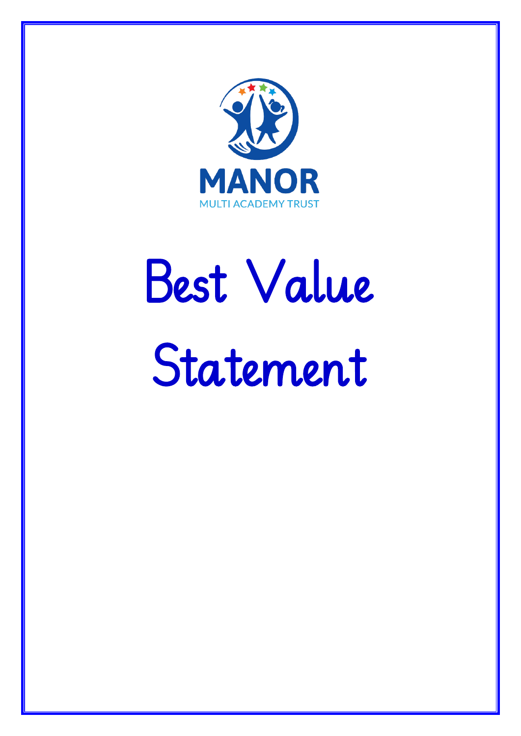MANOR

MULTI ACADEMY TRUST

# Best Value Statement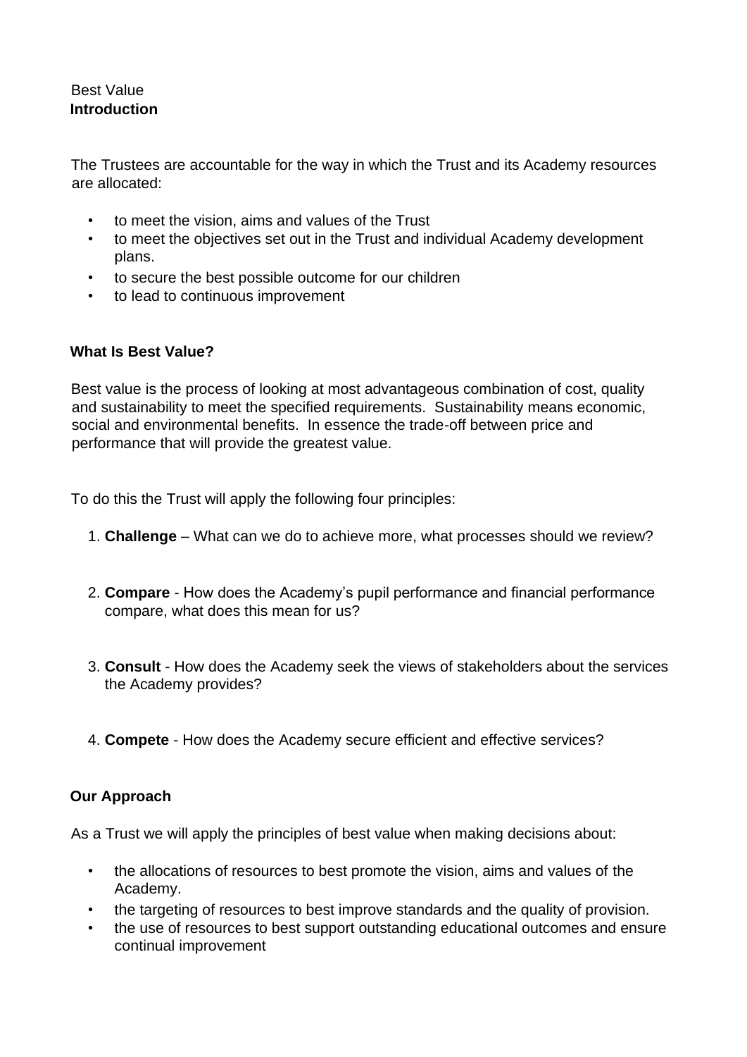Best Value

## Introduction

The Trustees are accountable for the way in which the Trust and its Academy resources are allocated:

- to meet the vision, aims and values of the Trust
- to meet the objectives set out in the Trust and individual Academy development plans.
- to secure the best possible outcome for our children
- to lead to continuous improvement

## What Is Best Value?

Best value is the process of looking at most advantageous combination of cost, quality and sustainability to meet the specified requirements. Sustainability means economic, social and environmental benefits. In essence the trade-off between price and performance that will provide the greatest value.

To do this the Trust will apply the following four principles:

1. **Challenge** – What can we do to achieve more, what processes should we review?
2. **Compare** - How does the Academy's pupil performance and financial performance compare, what does this mean for us?
3. **Consult** - How does the Academy seek the views of stakeholders about the services the Academy provides?
4. **Compete** - How does the Academy secure efficient and effective services?

## Our Approach

As a Trust we will apply the principles of best value when making decisions about:

- the allocations of resources to best promote the vision, aims and values of the Academy.
- the targeting of resources to best improve standards and the quality of provision.
- the use of resources to best support outstanding educational outcomes and ensure continual improvement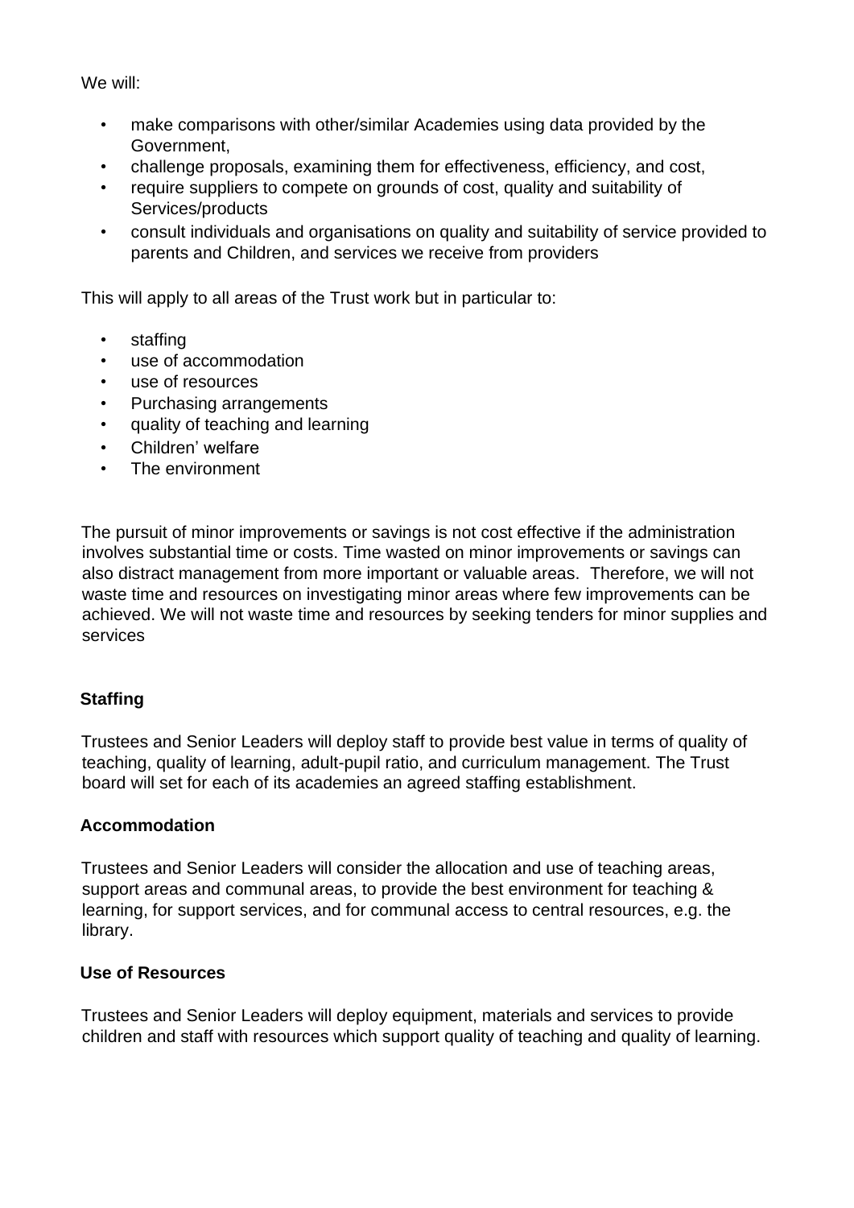We will:

- make comparisons with other/similar Academies using data provided by the Government,
- challenge proposals, examining them for effectiveness, efficiency, and cost,
- require suppliers to compete on grounds of cost, quality and suitability of Services/products
- consult individuals and organisations on quality and suitability of service provided to parents and Children, and services we receive from providers

This will apply to all areas of the Trust work but in particular to:

- staffing
- use of accommodation
- use of resources
- Purchasing arrangements
- quality of teaching and learning
- Children' welfare
- The environment

The pursuit of minor improvements or savings is not cost effective if the administration involves substantial time or costs. Time wasted on minor improvements or savings can also distract management from more important or valuable areas. Therefore, we will not waste time and resources on investigating minor areas where few improvements can be achieved. We will not waste time and resources by seeking tenders for minor supplies and services

**Staffing**

Trustees and Senior Leaders will deploy staff to provide best value in terms of quality of teaching, quality of learning, adult-pupil ratio, and curriculum management. The Trust board will set for each of its academies an agreed staffing establishment.

**Accommodation**

Trustees and Senior Leaders will consider the allocation and use of teaching areas, support areas and communal areas, to provide the best environment for teaching & learning, for support services, and for communal access to central resources, e.g. the library.

**Use of Resources**

Trustees and Senior Leaders will deploy equipment, materials and services to provide children and staff with resources which support quality of teaching and quality of learning.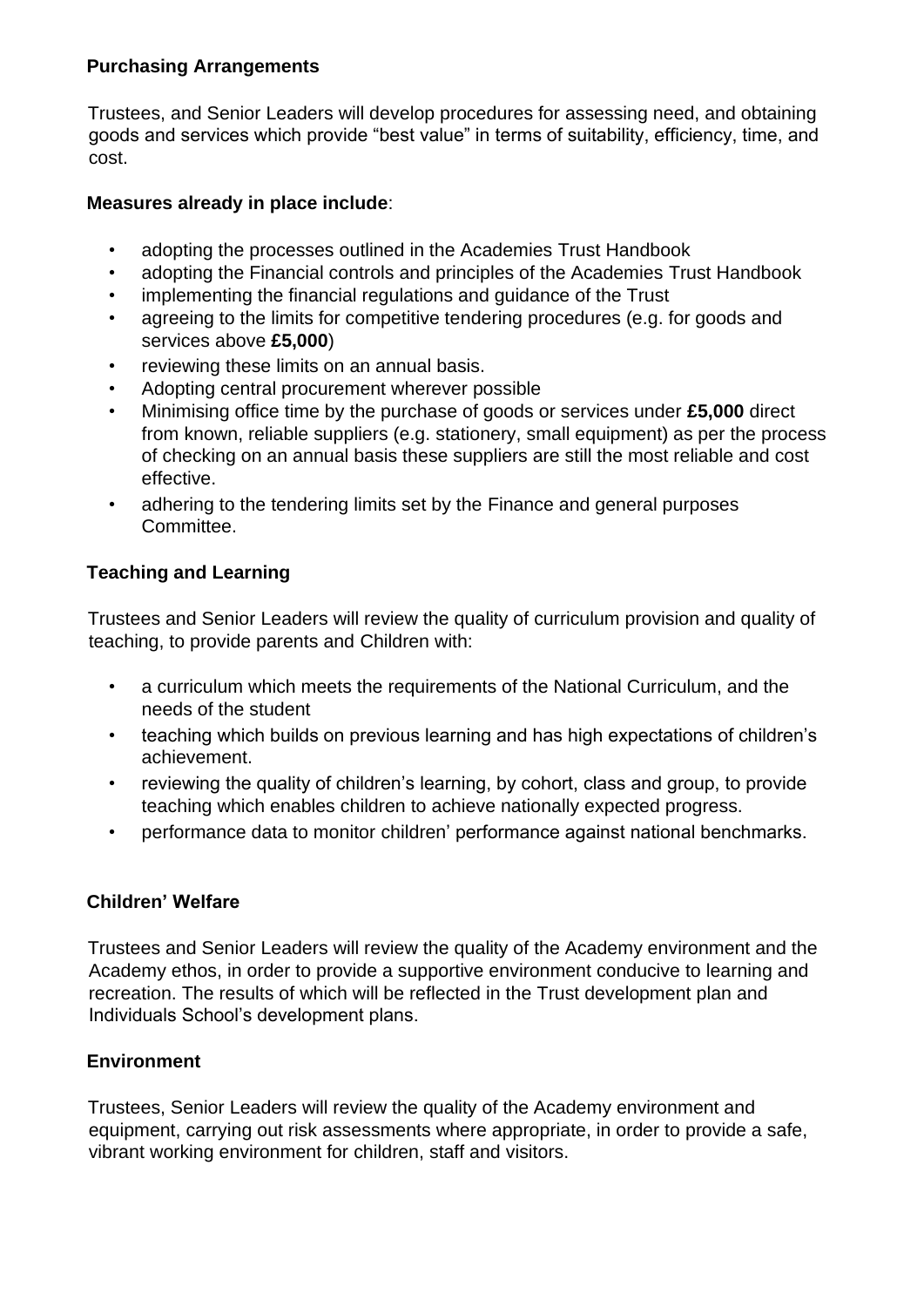**Purchasing Arrangements**

Trustees, and Senior Leaders will develop procedures for assessing need, and obtaining goods and services which provide "best value" in terms of suitability, efficiency, time, and cost.

**Measures already in place include**:

- adopting the processes outlined in the Academies Trust Handbook
- adopting the Financial controls and principles of the Academies Trust Handbook
- implementing the financial regulations and guidance of the Trust
- agreeing to the limits for competitive tendering procedures (e.g. for goods and services above **£5,000**)
- reviewing these limits on an annual basis.
- Adopting central procurement wherever possible
- Minimising office time by the purchase of goods or services under **£5,000** direct from known, reliable suppliers (e.g. stationery, small equipment) as per the process of checking on an annual basis these suppliers are still the most reliable and cost effective.
- adhering to the tendering limits set by the Finance and general purposes Committee.

**Teaching and Learning**

Trustees and Senior Leaders will review the quality of curriculum provision and quality of teaching, to provide parents and Children with:

- a curriculum which meets the requirements of the National Curriculum, and the needs of the student
- teaching which builds on previous learning and has high expectations of children's achievement.
- reviewing the quality of children's learning, by cohort, class and group, to provide teaching which enables children to achieve nationally expected progress.
- performance data to monitor children' performance against national benchmarks.

**Children' Welfare**

Trustees and Senior Leaders will review the quality of the Academy environment and the Academy ethos, in order to provide a supportive environment conducive to learning and recreation. The results of which will be reflected in the Trust development plan and Individuals School's development plans.

**Environment**

Trustees, Senior Leaders will review the quality of the Academy environment and equipment, carrying out risk assessments where appropriate, in order to provide a safe, vibrant working environment for children, staff and visitors.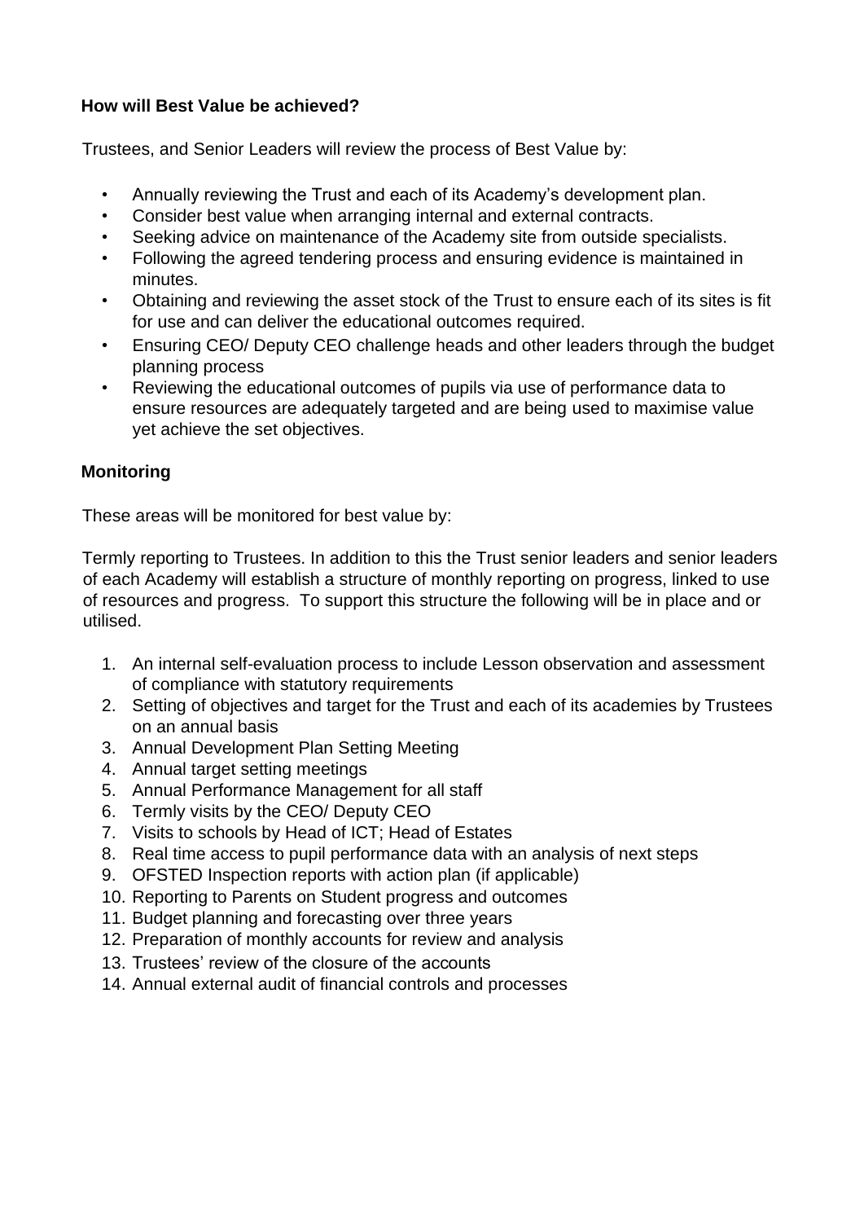**How will Best Value be achieved?**

Trustees, and Senior Leaders will review the process of Best Value by:

- Annually reviewing the Trust and each of its Academy's development plan.
- Consider best value when arranging internal and external contracts.
- Seeking advice on maintenance of the Academy site from outside specialists.
- Following the agreed tendering process and ensuring evidence is maintained in minutes.
- Obtaining and reviewing the asset stock of the Trust to ensure each of its sites is fit for use and can deliver the educational outcomes required.
- Ensuring CEO/ Deputy CEO challenge heads and other leaders through the budget planning process
- Reviewing the educational outcomes of pupils via use of performance data to ensure resources are adequately targeted and are being used to maximise value yet achieve the set objectives.

**Monitoring**

These areas will be monitored for best value by:

Termly reporting to Trustees. In addition to this the Trust senior leaders and senior leaders of each Academy will establish a structure of monthly reporting on progress, linked to use of resources and progress. To support this structure the following will be in place and or utilised.

1. An internal self-evaluation process to include Lesson observation and assessment of compliance with statutory requirements
2. Setting of objectives and target for the Trust and each of its academies by Trustees on an annual basis
3. Annual Development Plan Setting Meeting
4. Annual target setting meetings
5. Annual Performance Management for all staff
6. Termly visits by the CEO/ Deputy CEO
7. Visits to schools by Head of ICT; Head of Estates
8. Real time access to pupil performance data with an analysis of next steps
9. OFSTED Inspection reports with action plan (if applicable)
10. Reporting to Parents on Student progress and outcomes
11. Budget planning and forecasting over three years
12. Preparation of monthly accounts for review and analysis
13. Trustees' review of the closure of the accounts
14. Annual external audit of financial controls and processes